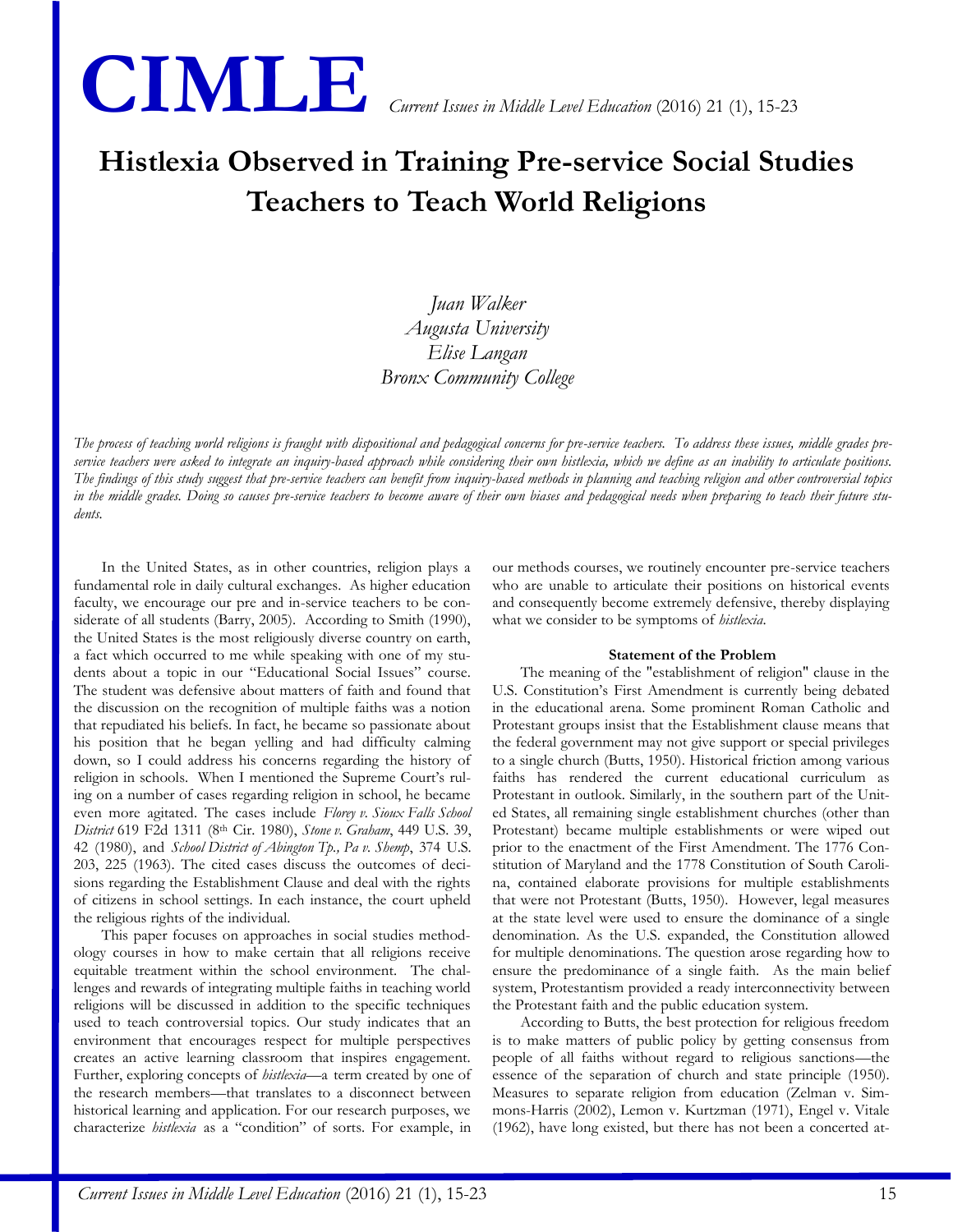# Histlexia Observed in Training Pre-service Social Studies Teachers to Teach World Religions

*Juan Walker*
*Augusta University*
*Elise Langan*
*Bronx Community College*

*The process of teaching world religions is fraught with dispositional and pedagogical concerns for pre-service teachers. To address these issues, middle grades pre-service teachers were asked to integrate an inquiry-based approach while considering their own histlexia, which we define as an inability to articulate positions. The findings of this study suggest that pre-service teachers can benefit from inquiry-based methods in planning and teaching religion and other controversial topics in the middle grades. Doing so causes pre-service teachers to become aware of their own biases and pedagogical needs when preparing to teach their future students.*

In the United States, as in other countries, religion plays a fundamental role in daily cultural exchanges. As higher education faculty, we encourage our pre and in-service teachers to be considerate of all students (Barry, 2005). According to Smith (1990), the United States is the most religiously diverse country on earth, a fact which occurred to me while speaking with one of my students about a topic in our "Educational Social Issues" course. The student was defensive about matters of faith and found that the discussion on the recognition of multiple faiths was a notion that repudiated his beliefs. In fact, he became so passionate about his position that he began yelling and had difficulty calming down, so I could address his concerns regarding the history of religion in schools. When I mentioned the Supreme Court's ruling on a number of cases regarding religion in school, he became even more agitated. The cases include *Florey v. Sioux Falls School District* 619 F2d 1311 (8th Cir. 1980), *Stone v. Graham*, 449 U.S. 39, 42 (1980), and *School District of Abington Tp., Pa v. Shemp*, 374 U.S. 203, 225 (1963). The cited cases discuss the outcomes of decisions regarding the Establishment Clause and deal with the rights of citizens in school settings. In each instance, the court upheld the religious rights of the individual.

This paper focuses on approaches in social studies methodology courses in how to make certain that all religions receive equitable treatment within the school environment. The challenges and rewards of integrating multiple faiths in teaching world religions will be discussed in addition to the specific techniques used to teach controversial topics. Our study indicates that an environment that encourages respect for multiple perspectives creates an active learning classroom that inspires engagement. Further, exploring concepts of *histlexia*—a term created by one of the research members—that translates to a disconnect between historical learning and application. For our research purposes, we characterize *histlexia* as a "condition" of sorts. For example, in our methods courses, we routinely encounter pre-service teachers who are unable to articulate their positions on historical events and consequently become extremely defensive, thereby displaying what we consider to be symptoms of *histlexia*.

## Statement of the Problem

The meaning of the "establishment of religion" clause in the U.S. Constitution's First Amendment is currently being debated in the educational arena. Some prominent Roman Catholic and Protestant groups insist that the Establishment clause means that the federal government may not give support or special privileges to a single church (Butts, 1950). Historical friction among various faiths has rendered the current educational curriculum as Protestant in outlook. Similarly, in the southern part of the United States, all remaining single establishment churches (other than Protestant) became multiple establishments or were wiped out prior to the enactment of the First Amendment. The 1776 Constitution of Maryland and the 1778 Constitution of South Carolina, contained elaborate provisions for multiple establishments that were not Protestant (Butts, 1950). However, legal measures at the state level were used to ensure the dominance of a single denomination. As the U.S. expanded, the Constitution allowed for multiple denominations. The question arose regarding how to ensure the predominance of a single faith. As the main belief system, Protestantism provided a ready interconnectivity between the Protestant faith and the public education system.

According to Butts, the best protection for religious freedom is to make matters of public policy by getting consensus from people of all faiths without regard to religious sanctions—the essence of the separation of church and state principle (1950). Measures to separate religion from education (Zelman v. Simmons-Harris (2002), Lemon v. Kurtzman (1971), Engel v. Vitale (1962), have long existed, but there has not been a concerted at-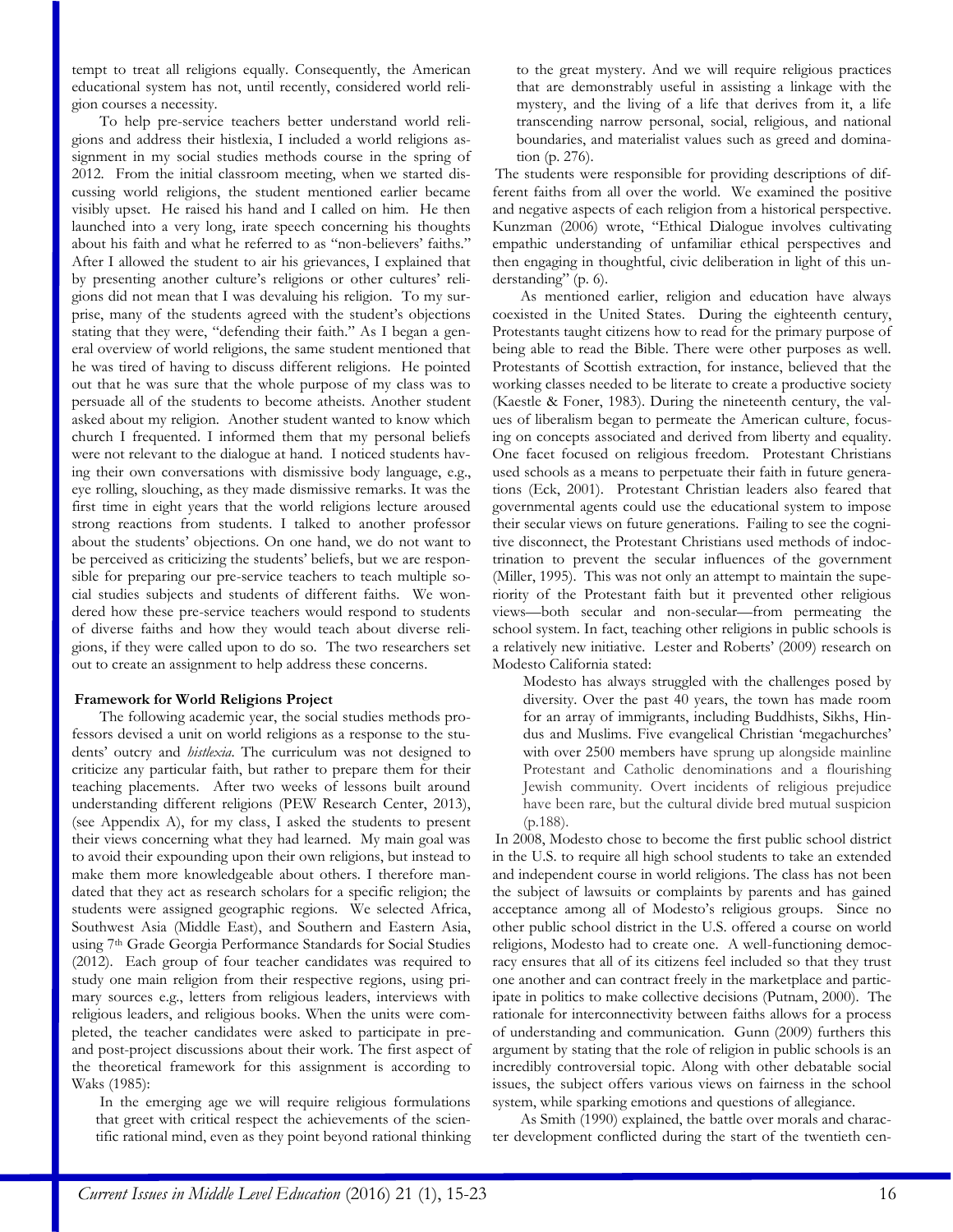tempt to treat all religions equally. Consequently, the American educational system has not, until recently, considered world religion courses a necessity.

To help pre-service teachers better understand world religions and address their histlexia, I included a world religions assignment in my social studies methods course in the spring of 2012. From the initial classroom meeting, when we started discussing world religions, the student mentioned earlier became visibly upset. He raised his hand and I called on him. He then launched into a very long, irate speech concerning his thoughts about his faith and what he referred to as "non-believers' faiths." After I allowed the student to air his grievances, I explained that by presenting another culture's religions or other cultures' religions did not mean that I was devaluing his religion. To my surprise, many of the students agreed with the student's objections stating that they were, "defending their faith." As I began a general overview of world religions, the same student mentioned that he was tired of having to discuss different religions. He pointed out that he was sure that the whole purpose of my class was to persuade all of the students to become atheists. Another student asked about my religion. Another student wanted to know which church I frequented. I informed them that my personal beliefs were not relevant to the dialogue at hand. I noticed students having their own conversations with dismissive body language, e.g., eye rolling, slouching, as they made dismissive remarks. It was the first time in eight years that the world religions lecture aroused strong reactions from students. I talked to another professor about the students' objections. On one hand, we do not want to be perceived as criticizing the students' beliefs, but we are responsible for preparing our pre-service teachers to teach multiple social studies subjects and students of different faiths. We wondered how these pre-service teachers would respond to students of diverse faiths and how they would teach about diverse religions, if they were called upon to do so. The two researchers set out to create an assignment to help address these concerns.

**Framework for World Religions Project**

The following academic year, the social studies methods professors devised a unit on world religions as a response to the students' outcry and *histlexia*. The curriculum was not designed to criticize any particular faith, but rather to prepare them for their teaching placements. After two weeks of lessons built around understanding different religions (PEW Research Center, 2013), (see Appendix A), for my class, I asked the students to present their views concerning what they had learned. My main goal was to avoid their expounding upon their own religions, but instead to make them more knowledgeable about others. I therefore mandated that they act as research scholars for a specific religion; the students were assigned geographic regions. We selected Africa, Southwest Asia (Middle East), and Southern and Eastern Asia, using 7th Grade Georgia Performance Standards for Social Studies (2012). Each group of four teacher candidates was required to study one main religion from their respective regions, using primary sources e.g., letters from religious leaders, interviews with religious leaders, and religious books. When the units were completed, the teacher candidates were asked to participate in pre- and post-project discussions about their work. The first aspect of the theoretical framework for this assignment is according to Waks (1985):

> In the emerging age we will require religious formulations that greet with critical respect the achievements of the scientific rational mind, even as they point beyond rational thinking to the great mystery. And we will require religious practices that are demonstrably useful in assisting a linkage with the mystery, and the living of a life that derives from it, a life transcending narrow personal, social, religious, and national boundaries, and materialist values such as greed and domination (p. 276).

The students were responsible for providing descriptions of different faiths from all over the world. We examined the positive and negative aspects of each religion from a historical perspective. Kunzman (2006) wrote, "Ethical Dialogue involves cultivating empathic understanding of unfamiliar ethical perspectives and then engaging in thoughtful, civic deliberation in light of this understanding" (p. 6).

As mentioned earlier, religion and education have always coexisted in the United States. During the eighteenth century, Protestants taught citizens how to read for the primary purpose of being able to read the Bible. There were other purposes as well. Protestants of Scottish extraction, for instance, believed that the working classes needed to be literate to create a productive society (Kaestle & Foner, 1983). During the nineteenth century, the values of liberalism began to permeate the American culture, focusing on concepts associated and derived from liberty and equality. One facet focused on religious freedom. Protestant Christians used schools as a means to perpetuate their faith in future generations (Eck, 2001). Protestant Christian leaders also feared that governmental agents could use the educational system to impose their secular views on future generations. Failing to see the cognitive disconnect, the Protestant Christians used methods of indoctrination to prevent the secular influences of the government (Miller, 1995). This was not only an attempt to maintain the superiority of the Protestant faith but it prevented other religious views—both secular and non-secular—from permeating the school system. In fact, teaching other religions in public schools is a relatively new initiative. Lester and Roberts' (2009) research on Modesto California stated:

> Modesto has always struggled with the challenges posed by diversity. Over the past 40 years, the town has made room for an array of immigrants, including Buddhists, Sikhs, Hindus and Muslims. Five evangelical Christian 'megachurches' with over 2500 members have sprung up alongside mainline Protestant and Catholic denominations and a flourishing Jewish community. Overt incidents of religious prejudice have been rare, but the cultural divide bred mutual suspicion (p.188).

In 2008, Modesto chose to become the first public school district in the U.S. to require all high school students to take an extended and independent course in world religions. The class has not been the subject of lawsuits or complaints by parents and has gained acceptance among all of Modesto's religious groups. Since no other public school district in the U.S. offered a course on world religions, Modesto had to create one. A well-functioning democracy ensures that all of its citizens feel included so that they trust one another and can contract freely in the marketplace and participate in politics to make collective decisions (Putnam, 2000). The rationale for interconnectivity between faiths allows for a process of understanding and communication. Gunn (2009) furthers this argument by stating that the role of religion in public schools is an incredibly controversial topic. Along with other debatable social issues, the subject offers various views on fairness in the school system, while sparking emotions and questions of allegiance.

As Smith (1990) explained, the battle over morals and character development conflicted during the start of the twentieth cen-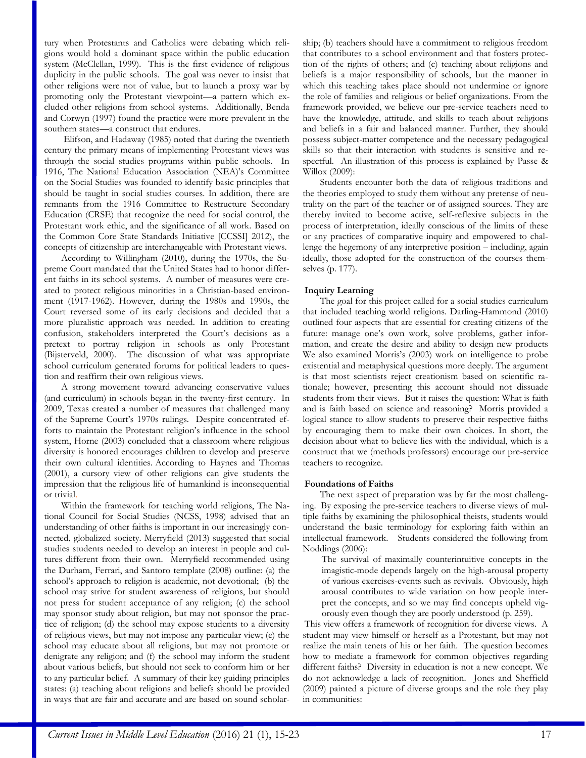tury when Protestants and Catholics were debating which religions would hold a dominant space within the public education system (McClellan, 1999). This is the first evidence of religious duplicity in the public schools. The goal was never to insist that other religions were not of value, but to launch a proxy war by promoting only the Protestant viewpoint—a pattern which excluded other religions from school systems. Additionally, Benda and Corwyn (1997) found the practice were more prevalent in the southern states—a construct that endures.

Elifson, and Hadaway (1985) noted that during the twentieth century the primary means of implementing Protestant views was through the social studies programs within public schools. In 1916, The National Education Association (NEA)'s Committee on the Social Studies was founded to identify basic principles that should be taught in social studies courses. In addition, there are remnants from the 1916 Committee to Restructure Secondary Education (CRSE) that recognize the need for social control, the Protestant work ethic, and the significance of all work. Based on the Common Core State Standards Initiative [CCSSI] 2012), the concepts of citizenship are interchangeable with Protestant views.

According to Willingham (2010), during the 1970s, the Supreme Court mandated that the United States had to honor different faiths in its school systems. A number of measures were created to protect religious minorities in a Christian-based environment (1917-1962). However, during the 1980s and 1990s, the Court reversed some of its early decisions and decided that a more pluralistic approach was needed. In addition to creating confusion, stakeholders interpreted the Court's decisions as a pretext to portray religion in schools as only Protestant (Bijsterveld, 2000). The discussion of what was appropriate school curriculum generated forums for political leaders to question and reaffirm their own religious views.

A strong movement toward advancing conservative values (and curriculum) in schools began in the twenty-first century. In 2009, Texas created a number of measures that challenged many of the Supreme Court's 1970s rulings. Despite concentrated efforts to maintain the Protestant religion's influence in the school system, Horne (2003) concluded that a classroom where religious diversity is honored encourages children to develop and preserve their own cultural identities. According to Haynes and Thomas (2001), a cursory view of other religions can give students the impression that the religious life of humankind is inconsequential or trivial.

Within the framework for teaching world religions, The National Council for Social Studies (NCSS, 1998) advised that an understanding of other faiths is important in our increasingly connected, globalized society. Merryfield (2013) suggested that social studies students needed to develop an interest in people and cultures different from their own. Merryfield recommended using the Durham, Ferrari, and Santoro template (2008) outline: (a) the school's approach to religion is academic, not devotional; (b) the school may strive for student awareness of religions, but should not press for student acceptance of any religion; (c) the school may sponsor study about religion, but may not sponsor the practice of religion; (d) the school may expose students to a diversity of religious views, but may not impose any particular view; (e) the school may educate about all religions, but may not promote or denigrate any religion; and (f) the school may inform the student about various beliefs, but should not seek to conform him or her to any particular belief. A summary of their key guiding principles states: (a) teaching about religions and beliefs should be provided in ways that are fair and accurate and are based on sound scholarship; (b) teachers should have a commitment to religious freedom that contributes to a school environment and that fosters protection of the rights of others; and (c) teaching about religions and beliefs is a major responsibility of schools, but the manner in which this teaching takes place should not undermine or ignore the role of families and religious or belief organizations. From the framework provided, we believe our pre-service teachers need to have the knowledge, attitude, and skills to teach about religions and beliefs in a fair and balanced manner. Further, they should possess subject-matter competence and the necessary pedagogical skills so that their interaction with students is sensitive and respectful. An illustration of this process is explained by Passe & Willox (2009):

> Students encounter both the data of religious traditions and the theories employed to study them without any pretense of neutrality on the part of the teacher or of assigned sources. They are thereby invited to become active, self-reflexive subjects in the process of interpretation, ideally conscious of the limits of these or any practices of comparative inquiry and empowered to challenge the hegemony of any interpretive position – including, again ideally, those adopted for the construction of the courses themselves (p. 177).

**Inquiry Learning**

The goal for this project called for a social studies curriculum that included teaching world religions. Darling-Hammond (2010) outlined four aspects that are essential for creating citizens of the future: manage one's own work, solve problems, gather information, and create the desire and ability to design new products We also examined Morris's (2003) work on intelligence to probe existential and metaphysical questions more deeply. The argument is that most scientists reject creationism based on scientific rationale; however, presenting this account should not dissuade students from their views. But it raises the question: What is faith and is faith based on science and reasoning? Morris provided a logical stance to allow students to preserve their respective faiths by encouraging them to make their own choices. In short, the decision about what to believe lies with the individual, which is a construct that we (methods professors) encourage our pre-service teachers to recognize.

**Foundations of Faiths**

The next aspect of preparation was by far the most challenging. By exposing the pre-service teachers to diverse views of multiple faiths by examining the philosophical theists, students would understand the basic terminology for exploring faith within an intellectual framework. Students considered the following from Noddings (2006):

> The survival of maximally counterintuitive concepts in the imagistic-mode depends largely on the high-arousal property of various exercises-events such as revivals. Obviously, high arousal contributes to wide variation on how people interpret the concepts, and so we may find concepts upheld vigorously even though they are poorly understood (p. 259).

This view offers a framework of recognition for diverse views. A student may view himself or herself as a Protestant, but may not realize the main tenets of his or her faith. The question becomes how to mediate a framework for common objectives regarding different faiths? Diversity in education is not a new concept. We do not acknowledge a lack of recognition. Jones and Sheffield (2009) painted a picture of diverse groups and the role they play in communities: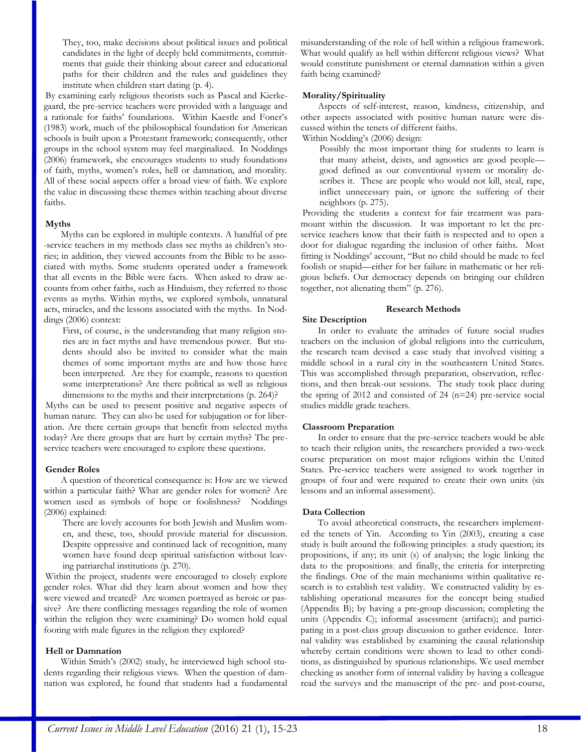> They, too, make decisions about political issues and political candidates in the light of deeply held commitments, commitments that guide their thinking about career and educational paths for their children and the rules and guidelines they institute when children start dating (p. 4).

By examining early religious theorists such as Pascal and Kierkegaard, the pre-service teachers were provided with a language and a rationale for faiths' foundations. Within Kaestle and Foner's (1983) work, much of the philosophical foundation for American schools is built upon a Protestant framework; consequently, other groups in the school system may feel marginalized. In Noddings (2006) framework, she encourages students to study foundations of faith, myths, women's roles, hell or damnation, and morality. All of these social aspects offer a broad view of faith. We explore the value in discussing these themes within teaching about diverse faiths.

### Myths

Myths can be explored in multiple contexts. A handful of pre-service teachers in my methods class see myths as children's stories; in addition, they viewed accounts from the Bible to be associated with myths. Some students operated under a framework that all events in the Bible were facts. When asked to draw accounts from other faiths, such as Hinduism, they referred to those events as myths. Within myths, we explored symbols, unnatural acts, miracles, and the lessons associated with the myths. In Noddings (2006) context:

> First, of course, is the understanding that many religion stories are in fact myths and have tremendous power. But students should also be invited to consider what the main themes of some important myths are and how those have been interpreted. Are they for example, reasons to question some interpretations? Are there political as well as religious dimensions to the myths and their interpretations (p. 264)?

Myths can be used to present positive and negative aspects of human nature. They can also be used for subjugation or for liberation. Are there certain groups that benefit from selected myths today? Are there groups that are hurt by certain myths? The pre-service teachers were encouraged to explore these questions.

### Gender Roles

A question of theoretical consequence is: How are we viewed within a particular faith? What are gender roles for women? Are women used as symbols of hope or foolishness? Noddings (2006) explained:

> There are lovely accounts for both Jewish and Muslim women, and these, too, should provide material for discussion. Despite oppressive and continued lack of recognition, many women have found deep spiritual satisfaction without leaving patriarchal institutions (p. 270).

Within the project, students were encouraged to closely explore gender roles. What did they learn about women and how they were viewed and treated? Are women portrayed as heroic or passive? Are there conflicting messages regarding the role of women within the religion they were examining? Do women hold equal footing with male figures in the religion they explored?

### Hell or Damnation

Within Smith's (2002) study, he interviewed high school students regarding their religious views. When the question of damnation was explored, he found that students had a fundamental misunderstanding of the role of hell within a religious framework. What would qualify as hell within different religious views? What would constitute punishment or eternal damnation within a given faith being examined?

### Morality/Spirituality

Aspects of self-interest, reason, kindness, citizenship, and other aspects associated with positive human nature were discussed within the tenets of different faiths.

Within Nodding's (2006) design:

> Possibly the most important thing for students to learn is that many atheist, deists, and agnostics are good people—good defined as our conventional system or morality describes it. These are people who would not kill, steal, rape, inflict unnecessary pain, or ignore the suffering of their neighbors (p. 275).

Providing the students a context for fair treatment was paramount within the discussion. It was important to let the pre-service teachers know that their faith is respected and to open a door for dialogue regarding the inclusion of other faiths. Most fitting is Noddings' account, "But no child should be made to feel foolish or stupid—either for her failure in mathematic or her religious beliefs. Our democracy depends on bringing our children together, not alienating them" (p. 276).

## Research Methods

### Site Description

In order to evaluate the attitudes of future social studies teachers on the inclusion of global religions into the curriculum, the research team devised a case study that involved visiting a middle school in a rural city in the southeastern United States. This was accomplished through preparation, observation, reflections, and then break-out sessions. The study took place during the spring of 2012 and consisted of 24 (n=24) pre-service social studies middle grade teachers.

### Classroom Preparation

In order to ensure that the pre-service teachers would be able to teach their religion units, the researchers provided a two-week course preparation on most major religions within the United States. Pre-service teachers were assigned to work together in groups of four and were required to create their own units (six lessons and an informal assessment).

### Data Collection

To avoid atheoretical constructs, the researchers implemented the tenets of Yin. According to Yin (2003), creating a case study is built around the following principles: a study question; its propositions, if any; its unit (s) of analysis; the logic linking the data to the propositions; and finally, the criteria for interpreting the findings. One of the main mechanisms within qualitative research is to establish test validity. We constructed validity by establishing operational measures for the concept being studied (Appendix B); by having a pre-group discussion; completing the units (Appendix C); informal assessment (artifacts); and participating in a post-class group discussion to gather evidence. Internal validity was established by examining the causal relationship whereby certain conditions were shown to lead to other conditions, as distinguished by spurious relationships. We used member checking as another form of internal validity by having a colleague read the surveys and the manuscript of the pre- and post-course,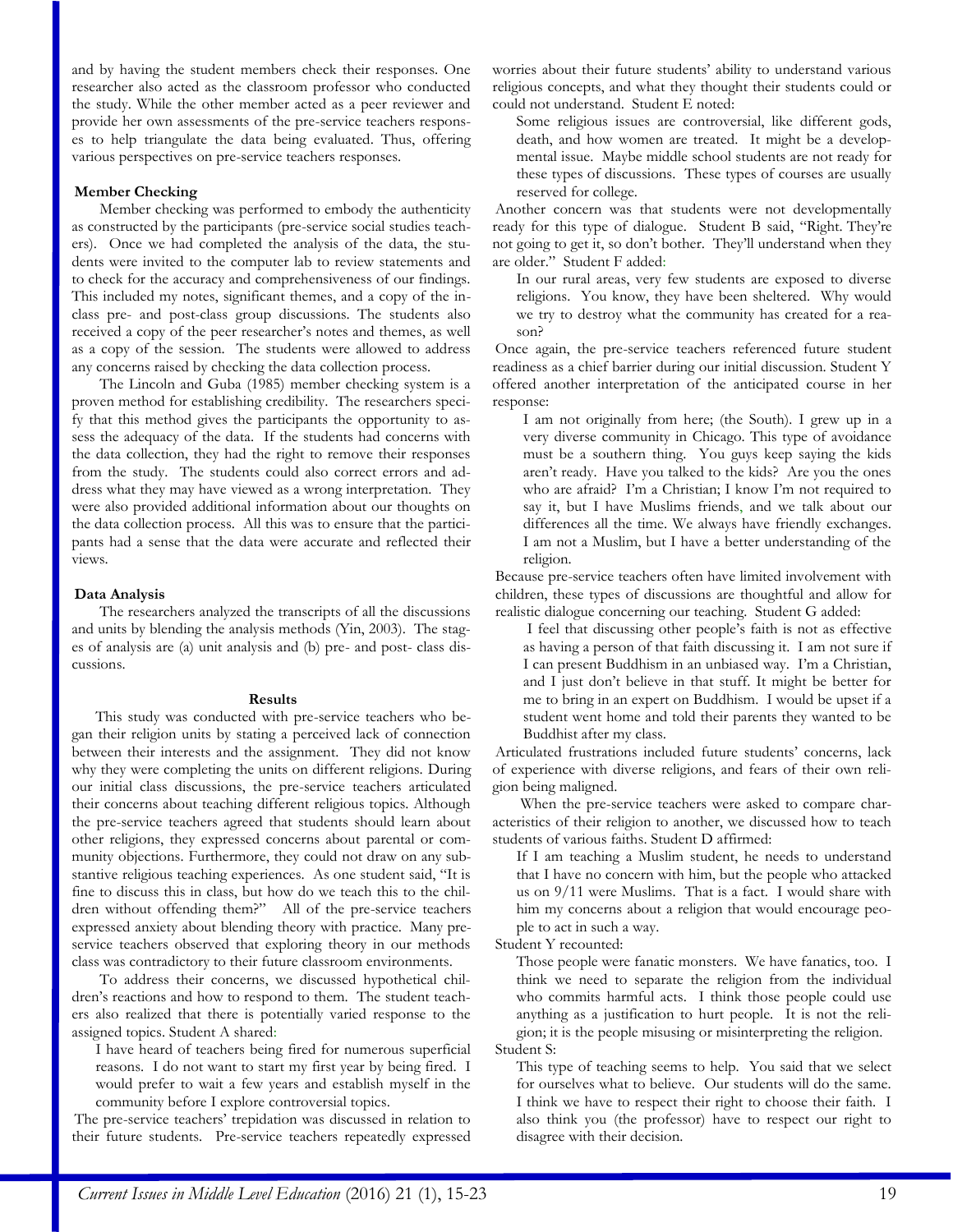and by having the student members check their responses. One researcher also acted as the classroom professor who conducted the study. While the other member acted as a peer reviewer and provide her own assessments of the pre-service teachers responses to help triangulate the data being evaluated. Thus, offering various perspectives on pre-service teachers responses.

### Member Checking

Member checking was performed to embody the authenticity as constructed by the participants (pre-service social studies teachers). Once we had completed the analysis of the data, the students were invited to the computer lab to review statements and to check for the accuracy and comprehensiveness of our findings. This included my notes, significant themes, and a copy of the in-class pre- and post-class group discussions. The students also received a copy of the peer researcher's notes and themes, as well as a copy of the session. The students were allowed to address any concerns raised by checking the data collection process.

The Lincoln and Guba (1985) member checking system is a proven method for establishing credibility. The researchers specify that this method gives the participants the opportunity to assess the adequacy of the data. If the students had concerns with the data collection, they had the right to remove their responses from the study. The students could also correct errors and address what they may have viewed as a wrong interpretation. They were also provided additional information about our thoughts on the data collection process. All this was to ensure that the participants had a sense that the data were accurate and reflected their views.

### Data Analysis

The researchers analyzed the transcripts of all the discussions and units by blending the analysis methods (Yin, 2003). The stages of analysis are (a) unit analysis and (b) pre- and post- class discussions.

## Results

This study was conducted with pre-service teachers who began their religion units by stating a perceived lack of connection between their interests and the assignment. They did not know why they were completing the units on different religions. During our initial class discussions, the pre-service teachers articulated their concerns about teaching different religious topics. Although the pre-service teachers agreed that students should learn about other religions, they expressed concerns about parental or community objections. Furthermore, they could not draw on any substantive religious teaching experiences. As one student said, "It is fine to discuss this in class, but how do we teach this to the children without offending them?" All of the pre-service teachers expressed anxiety about blending theory with practice. Many pre-service teachers observed that exploring theory in our methods class was contradictory to their future classroom environments.

To address their concerns, we discussed hypothetical children's reactions and how to respond to them. The student teachers also realized that there is potentially varied response to the assigned topics. Student A shared:

> I have heard of teachers being fired for numerous superficial reasons. I do not want to start my first year by being fired. I would prefer to wait a few years and establish myself in the community before I explore controversial topics.

The pre-service teachers' trepidation was discussed in relation to their future students. Pre-service teachers repeatedly expressed worries about their future students' ability to understand various religious concepts, and what they thought their students could or could not understand. Student E noted:

> Some religious issues are controversial, like different gods, death, and how women are treated. It might be a developmental issue. Maybe middle school students are not ready for these types of discussions. These types of courses are usually reserved for college.

Another concern was that students were not developmentally ready for this type of dialogue. Student B said, "Right. They're not going to get it, so don't bother. They'll understand when they are older." Student F added:

> In our rural areas, very few students are exposed to diverse religions. You know, they have been sheltered. Why would we try to destroy what the community has created for a reason?

Once again, the pre-service teachers referenced future student readiness as a chief barrier during our initial discussion. Student Y offered another interpretation of the anticipated course in her response:

> I am not originally from here; (the South). I grew up in a very diverse community in Chicago. This type of avoidance must be a southern thing. You guys keep saying the kids aren't ready. Have you talked to the kids? Are you the ones who are afraid? I'm a Christian; I know I'm not required to say it, but I have Muslims friends, and we talk about our differences all the time. We always have friendly exchanges. I am not a Muslim, but I have a better understanding of the religion.

Because pre-service teachers often have limited involvement with children, these types of discussions are thoughtful and allow for realistic dialogue concerning our teaching. Student G added:

> I feel that discussing other people's faith is not as effective as having a person of that faith discussing it. I am not sure if I can present Buddhism in an unbiased way. I'm a Christian, and I just don't believe in that stuff. It might be better for me to bring in an expert on Buddhism. I would be upset if a student went home and told their parents they wanted to be Buddhist after my class.

Articulated frustrations included future students' concerns, lack of experience with diverse religions, and fears of their own religion being maligned.

When the pre-service teachers were asked to compare characteristics of their religion to another, we discussed how to teach students of various faiths. Student D affirmed:

> If I am teaching a Muslim student, he needs to understand that I have no concern with him, but the people who attacked us on 9/11 were Muslims. That is a fact. I would share with him my concerns about a religion that would encourage people to act in such a way.

Student Y recounted:

> Those people were fanatic monsters. We have fanatics, too. I think we need to separate the religion from the individual who commits harmful acts. I think those people could use anything as a justification to hurt people. It is not the religion; it is the people misusing or misinterpreting the religion.

Student S:

> This type of teaching seems to help. You said that we select for ourselves what to believe. Our students will do the same. I think we have to respect their right to choose their faith. I also think you (the professor) have to respect our right to disagree with their decision.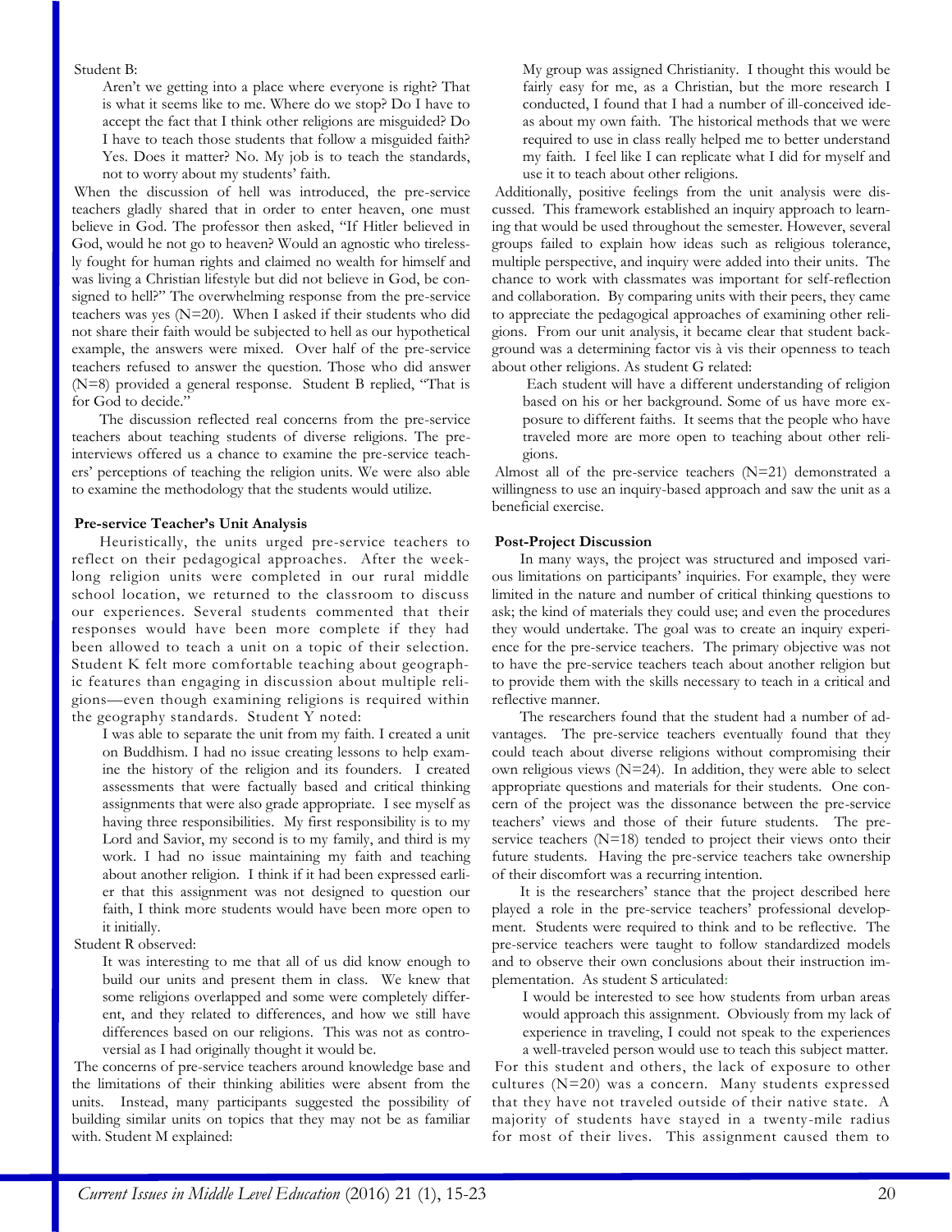Student B:

> Aren't we getting into a place where everyone is right? That is what it seems like to me. Where do we stop? Do I have to accept the fact that I think other religions are misguided? Do I have to teach those students that follow a misguided faith? Yes. Does it matter? No. My job is to teach the standards, not to worry about my students' faith.

When the discussion of hell was introduced, the pre-service teachers gladly shared that in order to enter heaven, one must believe in God. The professor then asked, "If Hitler believed in God, would he not go to heaven? Would an agnostic who tirelessly fought for human rights and claimed no wealth for himself and was living a Christian lifestyle but did not believe in God, be consigned to hell?" The overwhelming response from the pre-service teachers was yes (N=20). When I asked if their students who did not share their faith would be subjected to hell as our hypothetical example, the answers were mixed. Over half of the pre-service teachers refused to answer the question. Those who did answer (N=8) provided a general response. Student B replied, "That is for God to decide."

The discussion reflected real concerns from the pre-service teachers about teaching students of diverse religions. The pre-interviews offered us a chance to examine the pre-service teachers' perceptions of teaching the religion units. We were also able to examine the methodology that the students would utilize.

**Pre-service Teacher's Unit Analysis**

Heuristically, the units urged pre-service teachers to reflect on their pedagogical approaches. After the week-long religion units were completed in our rural middle school location, we returned to the classroom to discuss our experiences. Several students commented that their responses would have been more complete if they had been allowed to teach a unit on a topic of their selection. Student K felt more comfortable teaching about geographic features than engaging in discussion about multiple religions—even though examining religions is required within the geography standards. Student Y noted:

> I was able to separate the unit from my faith. I created a unit on Buddhism. I had no issue creating lessons to help examine the history of the religion and its founders. I created assessments that were factually based and critical thinking assignments that were also grade appropriate. I see myself as having three responsibilities. My first responsibility is to my Lord and Savior, my second is to my family, and third is my work. I had no issue maintaining my faith and teaching about another religion. I think if it had been expressed earlier that this assignment was not designed to question our faith, I think more students would have been more open to it initially.

Student R observed:

> It was interesting to me that all of us did know enough to build our units and present them in class. We knew that some religions overlapped and some were completely different, and they related to differences, and how we still have differences based on our religions. This was not as controversial as I had originally thought it would be.

The concerns of pre-service teachers around knowledge base and the limitations of their thinking abilities were absent from the units. Instead, many participants suggested the possibility of building similar units on topics that they may not be as familiar with. Student M explained:

> My group was assigned Christianity. I thought this would be fairly easy for me, as a Christian, but the more research I conducted, I found that I had a number of ill-conceived ideas about my own faith. The historical methods that we were required to use in class really helped me to better understand my faith. I feel like I can replicate what I did for myself and use it to teach about other religions.

Additionally, positive feelings from the unit analysis were discussed. This framework established an inquiry approach to learning that would be used throughout the semester. However, several groups failed to explain how ideas such as religious tolerance, multiple perspective, and inquiry were added into their units. The chance to work with classmates was important for self-reflection and collaboration. By comparing units with their peers, they came to appreciate the pedagogical approaches of examining other religions. From our unit analysis, it became clear that student background was a determining factor vis à vis their openness to teach about other religions. As student G related:

> Each student will have a different understanding of religion based on his or her background. Some of us have more exposure to different faiths. It seems that the people who have traveled more are more open to teaching about other religions.

Almost all of the pre-service teachers (N=21) demonstrated a willingness to use an inquiry-based approach and saw the unit as a beneficial exercise.

**Post-Project Discussion**

In many ways, the project was structured and imposed various limitations on participants' inquiries. For example, they were limited in the nature and number of critical thinking questions to ask; the kind of materials they could use; and even the procedures they would undertake. The goal was to create an inquiry experience for the pre-service teachers. The primary objective was not to have the pre-service teachers teach about another religion but to provide them with the skills necessary to teach in a critical and reflective manner.

The researchers found that the student had a number of advantages. The pre-service teachers eventually found that they could teach about diverse religions without compromising their own religious views (N=24). In addition, they were able to select appropriate questions and materials for their students. One concern of the project was the dissonance between the pre-service teachers' views and those of their future students. The pre-service teachers (N=18) tended to project their views onto their future students. Having the pre-service teachers take ownership of their discomfort was a recurring intention.

It is the researchers' stance that the project described here played a role in the pre-service teachers' professional development. Students were required to think and to be reflective. The pre-service teachers were taught to follow standardized models and to observe their own conclusions about their instruction implementation. As student S articulated:

> I would be interested to see how students from urban areas would approach this assignment. Obviously from my lack of experience in traveling, I could not speak to the experiences a well-traveled person would use to teach this subject matter.

For this student and others, the lack of exposure to other cultures (N=20) was a concern. Many students expressed that they have not traveled outside of their native state. A majority of students have stayed in a twenty-mile radius for most of their lives. This assignment caused them to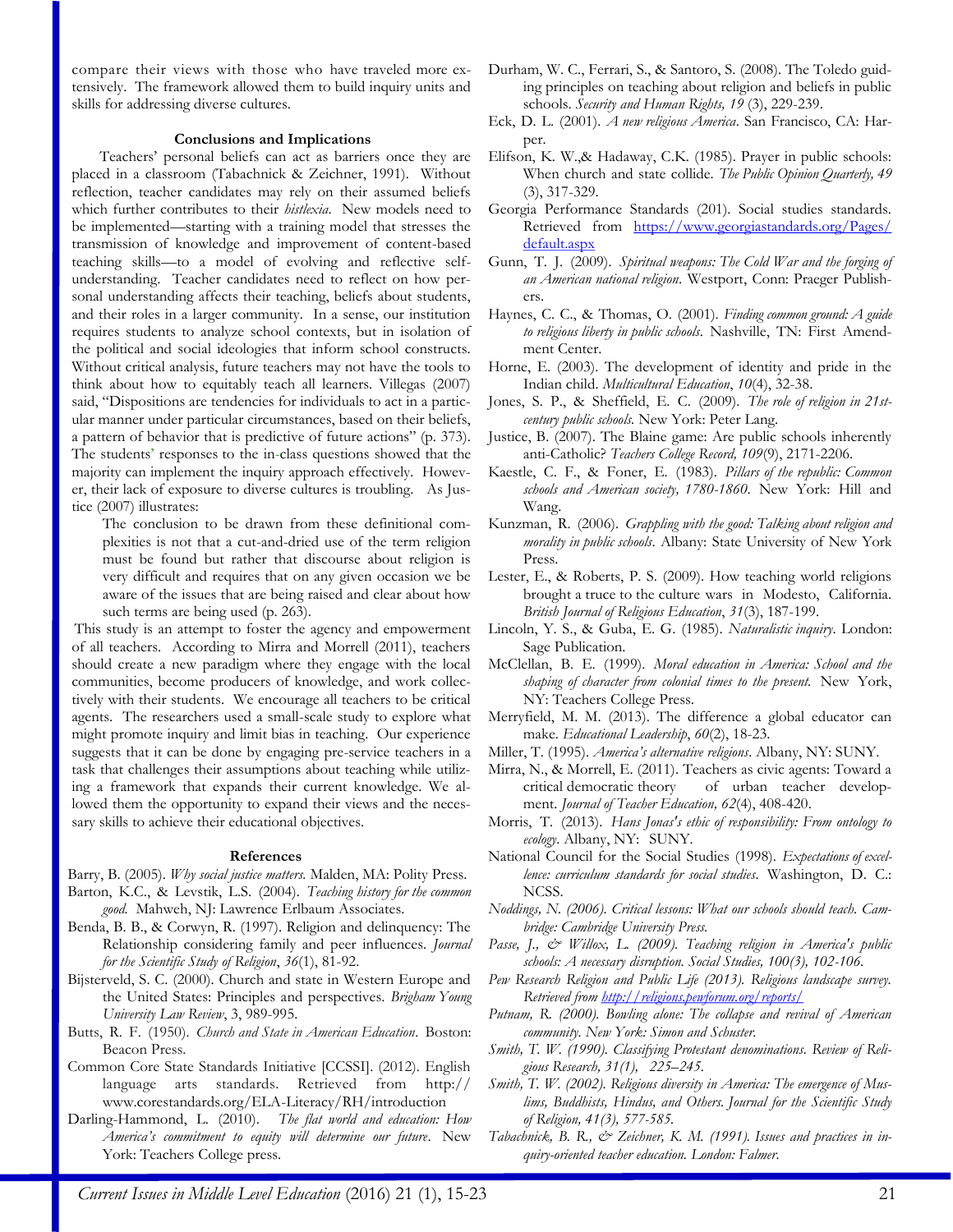compare their views with those who have traveled more extensively. The framework allowed them to build inquiry units and skills for addressing diverse cultures.

### Conclusions and Implications

Teachers' personal beliefs can act as barriers once they are placed in a classroom (Tabachnick & Zeichner, 1991). Without reflection, teacher candidates may rely on their assumed beliefs which further contributes to their *histlexia*. New models need to be implemented—starting with a training model that stresses the transmission of knowledge and improvement of content-based teaching skills—to a model of evolving and reflective self-understanding. Teacher candidates need to reflect on how personal understanding affects their teaching, beliefs about students, and their roles in a larger community. In a sense, our institution requires students to analyze school contexts, but in isolation of the political and social ideologies that inform school constructs. Without critical analysis, future teachers may not have the tools to think about how to equitably teach all learners. Villegas (2007) said, "Dispositions are tendencies for individuals to act in a particular manner under particular circumstances, based on their beliefs, a pattern of behavior that is predictive of future actions" (p. 373). The students' responses to the in-class questions showed that the majority can implement the inquiry approach effectively. However, their lack of exposure to diverse cultures is troubling. As Justice (2007) illustrates:

> The conclusion to be drawn from these definitional complexities is not that a cut-and-dried use of the term religion must be found but rather that discourse about religion is very difficult and requires that on any given occasion we be aware of the issues that are being raised and clear about how such terms are being used (p. 263).

This study is an attempt to foster the agency and empowerment of all teachers. According to Mirra and Morrell (2011), teachers should create a new paradigm where they engage with the local communities, become producers of knowledge, and work collectively with their students. We encourage all teachers to be critical agents. The researchers used a small-scale study to explore what might promote inquiry and limit bias in teaching. Our experience suggests that it can be done by engaging pre-service teachers in a task that challenges their assumptions about teaching while utilizing a framework that expands their current knowledge. We allowed them the opportunity to expand their views and the necessary skills to achieve their educational objectives.

### References

Barry, B. (2005). *Why social justice matters.* Malden, MA: Polity Press.

Barton, K.C., & Levstik, L.S. (2004). *Teaching history for the common good.* Mahweh, NJ: Lawrence Erlbaum Associates.

Benda, B. B., & Corwyn, R. (1997). Religion and delinquency: The Relationship considering family and peer influences. *Journal for the Scientific Study of Religion*, *36*(1), 81-92.

Bijsterveld, S. C. (2000). Church and state in Western Europe and the United States: Principles and perspectives. *Brigham Young University Law Review*, 3, 989-995.

Butts, R. F. (1950). *Church and State in American Education*. Boston: Beacon Press.

Common Core State Standards Initiative [CCSSI]. (2012). English language arts standards. Retrieved from http://www.corestandards.org/ELA-Literacy/RH/introduction

Darling-Hammond, L. (2010). *The flat world and education: How America's commitment to equity will determine our future*. New York: Teachers College press.

Durham, W. C., Ferrari, S., & Santoro, S. (2008). The Toledo guiding principles on teaching about religion and beliefs in public schools. *Security and Human Rights, 19* (3), 229-239.

Eck, D. L. (2001). *A new religious America*. San Francisco, CA: Harper.

Elifson, K. W.,& Hadaway, C.K. (1985). Prayer in public schools: When church and state collide. *The Public Opinion Quarterly, 49* (3), 317-329.

Georgia Performance Standards (201). Social studies standards. Retrieved from https://www.georgiastandards.org/Pages/default.aspx

Gunn, T. J. (2009). *Spiritual weapons: The Cold War and the forging of an American national religion*. Westport, Conn: Praeger Publishers.

Haynes, C. C., & Thomas, O. (2001). *Finding common ground: A guide to religious liberty in public schools*. Nashville, TN: First Amendment Center.

Horne, E. (2003). The development of identity and pride in the Indian child. *Multicultural Education*, *10*(4), 32-38.

Jones, S. P., & Sheffield, E. C. (2009). *The role of religion in 21st-century public schools*. New York: Peter Lang.

Justice, B. (2007). The Blaine game: Are public schools inherently anti-Catholic? *Teachers College Record, 109*(9), 2171-2206.

Kaestle, C. F., & Foner, E. (1983). *Pillars of the republic: Common schools and American society, 1780-1860*. New York: Hill and Wang.

Kunzman, R. (2006). *Grappling with the good: Talking about religion and morality in public schools*. Albany: State University of New York Press.

Lester, E., & Roberts, P. S. (2009). How teaching world religions brought a truce to the culture wars in Modesto, California. *British Journal of Religious Education*, *31*(3), 187-199.

Lincoln, Y. S., & Guba, E. G. (1985). *Naturalistic inquiry*. London: Sage Publication.

McClellan, B. E. (1999). *Moral education in America: School and the shaping of character from colonial times to the present.* New York, NY: Teachers College Press.

Merryfield, M. M. (2013). The difference a global educator can make. *Educational Leadership*, *60*(2), 18-23.

Miller, T. (1995). *America's alternative religions*. Albany, NY: SUNY.

Mirra, N., & Morrell, E. (2011). Teachers as civic agents: Toward a critical democratic theory of urban teacher development. *Journal of Teacher Education, 62*(4), 408-420.

Morris, T. (2013). *Hans Jonas's ethic of responsibility: From ontology to ecology*. Albany, NY: SUNY.

National Council for the Social Studies (1998). *Expectations of excellence: curriculum standards for social studies*. Washington, D. C.: NCSS.

*Noddings, N. (2006). Critical lessons: What our schools should teach. Cambridge: Cambridge University Press.*

*Passe, J., & Willox, L. (2009). Teaching religion in America's public schools: A necessary disruption. Social Studies, 100(3), 102-106.*

*Pew Research Religion and Public Life (2013). Religious landscape survey. Retrieved from http://religions.pewforum.org/reports/*

*Putnam, R. (2000). Bowling alone: The collapse and revival of American community. New York: Simon and Schuster.*

*Smith, T. W. (1990). Classifying Protestant denominations. Review of Religious Research, 31(1), 225–245.*

*Smith, T. W. (2002). Religious diversity in America: The emergence of Muslims, Buddhists, Hindus, and Others. Journal for the Scientific Study of Religion, 41(3), 577-585.*

*Tabachnick, B. R., & Zeichner, K. M. (1991). Issues and practices in inquiry-oriented teacher education. London: Falmer.*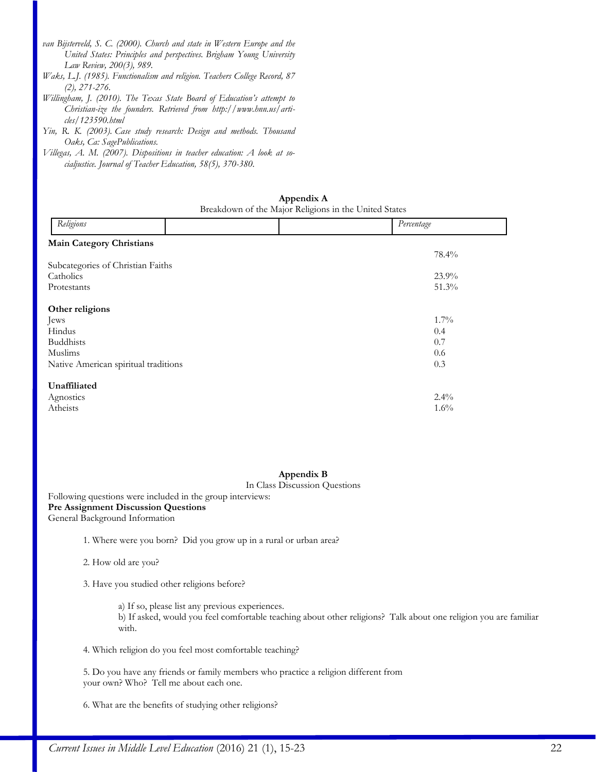van Bijsterveld, S. C. (2000). Church and state in Western Europe and the United States: Principles and perspectives. *Brigham Young University Law Review, 200(3)*, 989.

Waks, L.J. (1985). Functionalism and religion. *Teachers College Record, 87* (2), 271-276.

Willingham, J. (2010). The Texas State Board of Education's attempt to Christian-ize the founders. Retrieved from http://www.hnn.us/articles/123590.html

Yin, R. K. (2003). Case study research: Design and methods. Thousand Oaks, Ca: SagePublications.

Villegas, A. M. (2007). Dispositions in teacher education: A look at socialjustice. *Journal of Teacher Education, 58*(5), 370-380.

**Appendix A**

Breakdown of the Major Religions in the United States

| *Religions* | | | *Percentage* |
|---|---|---|---|
| **Main Category Christians** | | | 78.4% |
| Subcategories of Christian Faiths | | | |
| Catholics | | | 23.9% |
| Protestants | | | 51.3% |
| **Other religions** | | | |
| Jews | | | 1.7% |
| Hindus | | | 0.4 |
| Buddhists | | | 0.7 |
| Muslims | | | 0.6 |
| Native American spiritual traditions | | | 0.3 |
| **Unaffiliated** | | | |
| Agnostics | | | 2.4% |
| Atheists | | | 1.6% |

**Appendix B**

In Class Discussion Questions

Following questions were included in the group interviews:

**Pre Assignment Discussion Questions**

General Background Information

1. Where were you born? Did you grow up in a rural or urban area?

2. How old are you?

3. Have you studied other religions before?

   a) If so, please list any previous experiences.
   b) If asked, would you feel comfortable teaching about other religions? Talk about one religion you are familiar with.

4. Which religion do you feel most comfortable teaching?

5. Do you have any friends or family members who practice a religion different from your own? Who? Tell me about each one.

6. What are the benefits of studying other religions?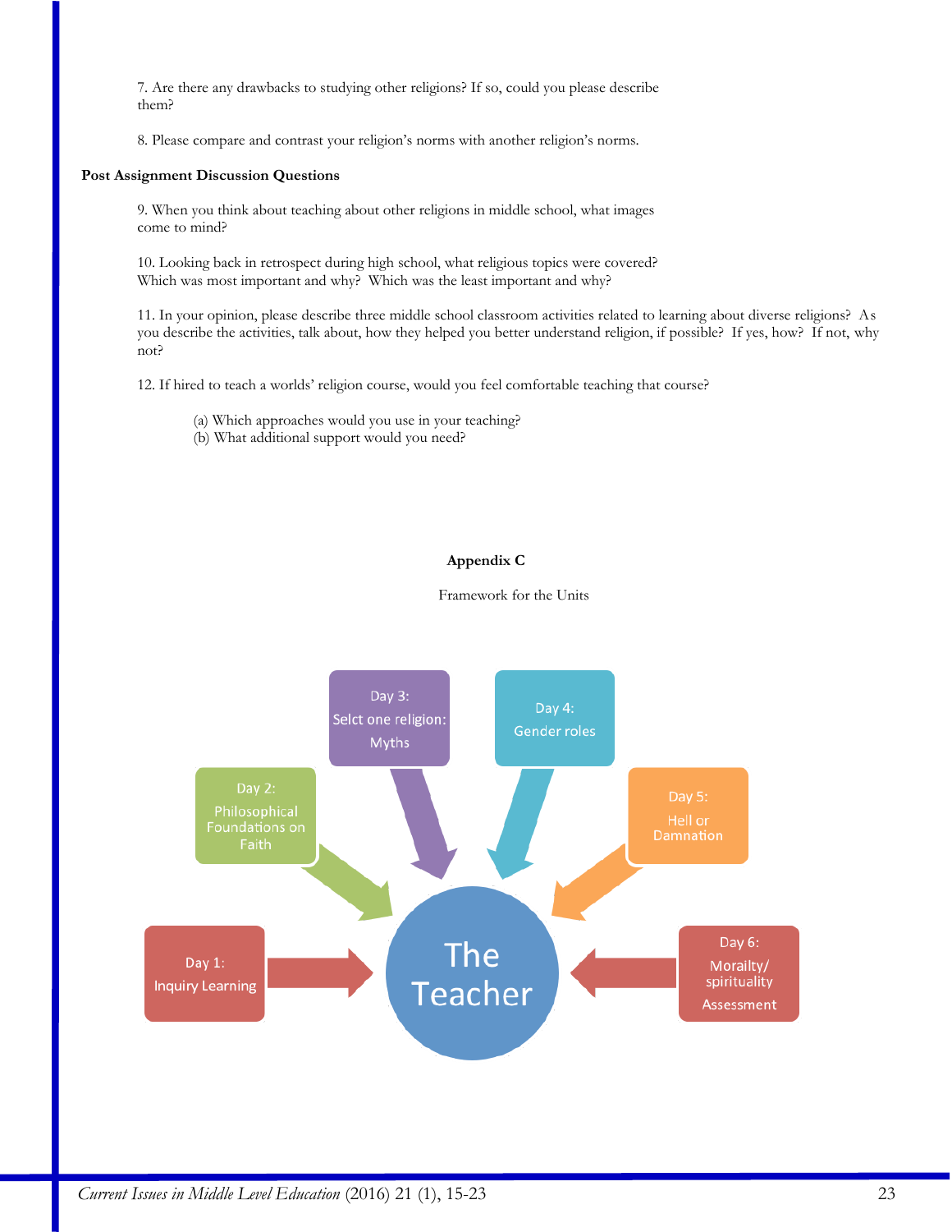7. Are there any drawbacks to studying other religions? If so, could you please describe them?

8. Please compare and contrast your religion's norms with another religion's norms.

**Post Assignment Discussion Questions**

9. When you think about teaching about other religions in middle school, what images come to mind?

10. Looking back in retrospect during high school, what religious topics were covered? Which was most important and why? Which was the least important and why?

11. In your opinion, please describe three middle school classroom activities related to learning about diverse religions? As you describe the activities, talk about, how they helped you better understand religion, if possible? If yes, how? If not, why not?

12. If hired to teach a worlds' religion course, would you feel comfortable teaching that course?

(a) Which approaches would you use in your teaching?
(b) What additional support would you need?

**Appendix C**

Framework for the Units

Day 1:
Inquiry Learning

Day 2:
Philosophical Foundations on Faith

Day 3:
Selct one religion:
Myths

Day 4:
Gender roles

Day 5:
Hell or Damnation

Day 6:
Morailty/ spirituality
Assessment

The Teacher